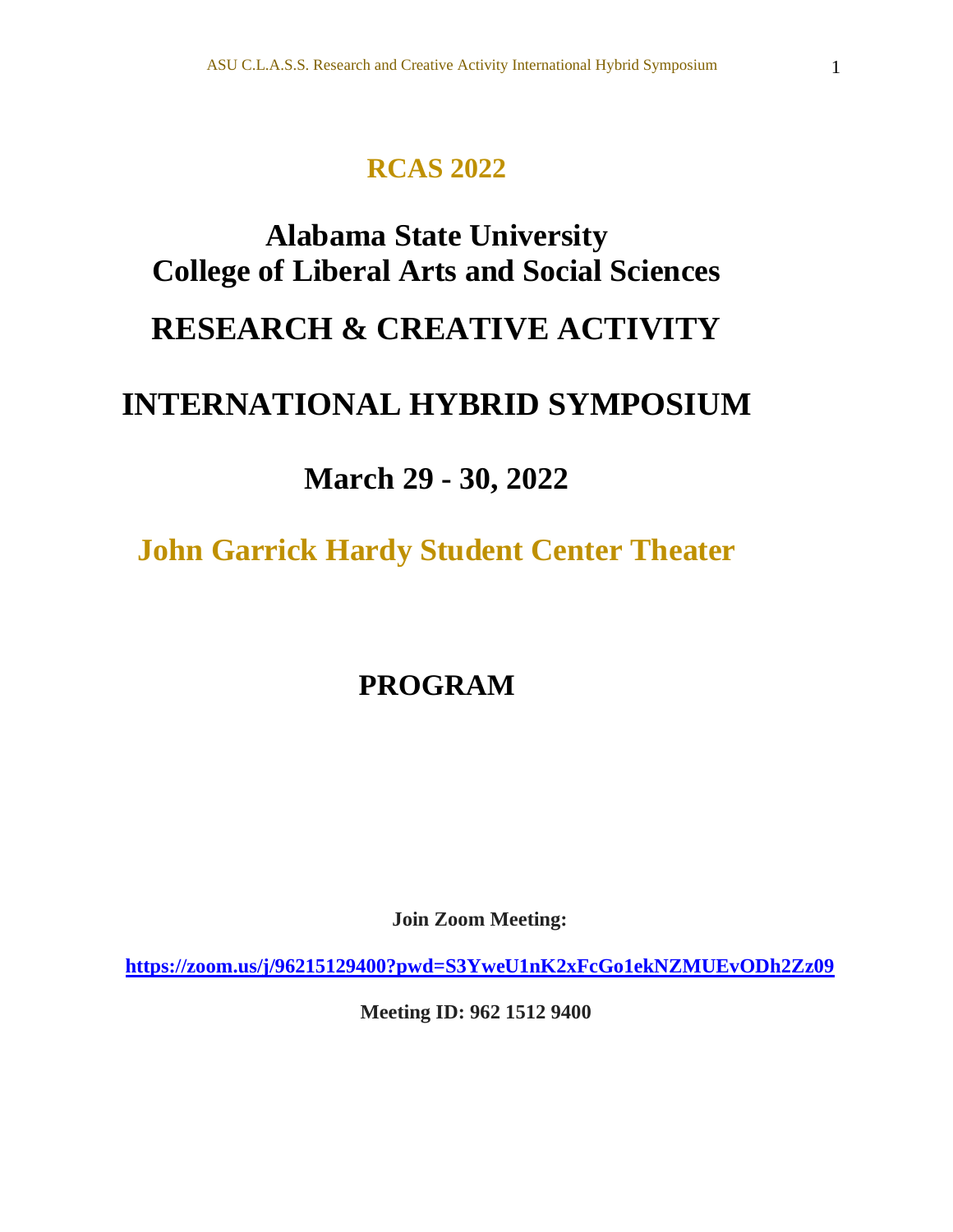# RCAS 2022

# Alabama State University
# College of Liberal Arts and Social Sciences

# RESEARCH & CREATIVE ACTIVITY

# INTERNATIONAL HYBRID SYMPOSIUM

## March 29 - 30, 2022

## John Garrick Hardy Student Center Theater

# PROGRAM

**Join Zoom Meeting:**

**https://zoom.us/j/96215129400?pwd=S3YweU1nK2xFcGo1ekNZMUEvODh2Zz09**

**Meeting ID: 962 1512 9400**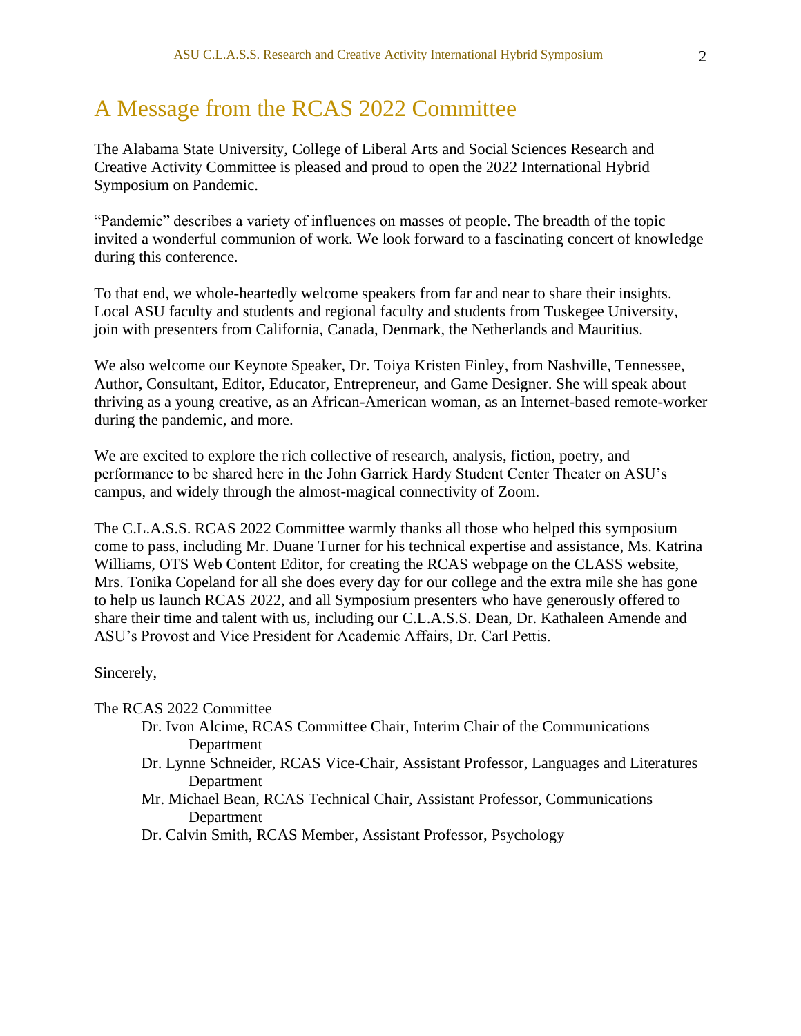# A Message from the RCAS 2022 Committee

The Alabama State University, College of Liberal Arts and Social Sciences Research and Creative Activity Committee is pleased and proud to open the 2022 International Hybrid Symposium on Pandemic.

"Pandemic" describes a variety of influences on masses of people. The breadth of the topic invited a wonderful communion of work. We look forward to a fascinating concert of knowledge during this conference.

To that end, we whole-heartedly welcome speakers from far and near to share their insights. Local ASU faculty and students and regional faculty and students from Tuskegee University, join with presenters from California, Canada, Denmark, the Netherlands and Mauritius.

We also welcome our Keynote Speaker, Dr. Toiya Kristen Finley, from Nashville, Tennessee, Author, Consultant, Editor, Educator, Entrepreneur, and Game Designer. She will speak about thriving as a young creative, as an African-American woman, as an Internet-based remote-worker during the pandemic, and more.

We are excited to explore the rich collective of research, analysis, fiction, poetry, and performance to be shared here in the John Garrick Hardy Student Center Theater on ASU's campus, and widely through the almost-magical connectivity of Zoom.

The C.L.A.S.S. RCAS 2022 Committee warmly thanks all those who helped this symposium come to pass, including Mr. Duane Turner for his technical expertise and assistance, Ms. Katrina Williams, OTS Web Content Editor, for creating the RCAS webpage on the CLASS website, Mrs. Tonika Copeland for all she does every day for our college and the extra mile she has gone to help us launch RCAS 2022, and all Symposium presenters who have generously offered to share their time and talent with us, including our C.L.A.S.S. Dean, Dr. Kathaleen Amende and ASU's Provost and Vice President for Academic Affairs, Dr. Carl Pettis.

Sincerely,

The RCAS 2022 Committee

- Dr. Ivon Alcime, RCAS Committee Chair, Interim Chair of the Communications Department
- Dr. Lynne Schneider, RCAS Vice-Chair, Assistant Professor, Languages and Literatures Department
- Mr. Michael Bean, RCAS Technical Chair, Assistant Professor, Communications Department
- Dr. Calvin Smith, RCAS Member, Assistant Professor, Psychology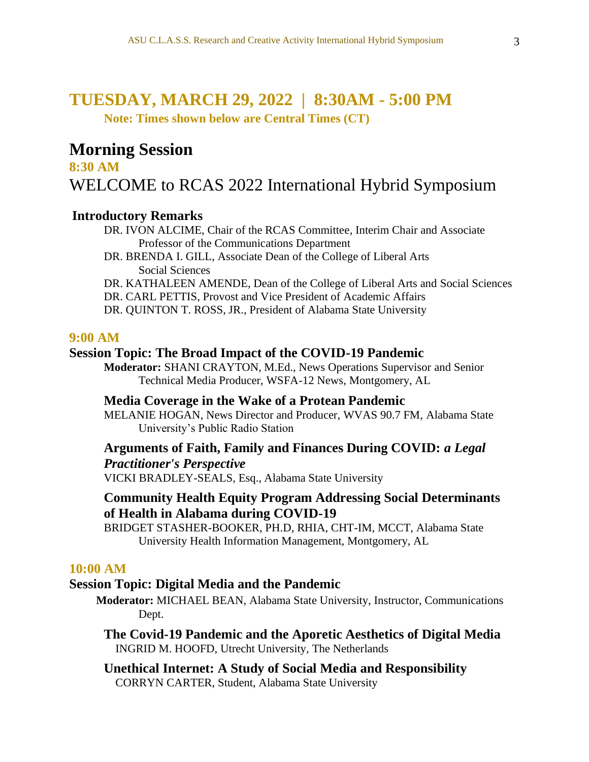## TUESDAY, MARCH 29, 2022 | 8:30AM - 5:00 PM

**Note: Times shown below are Central Times (CT)**

# Morning Session

**8:30 AM**

## WELCOME to RCAS 2022 International Hybrid Symposium

**Introductory Remarks**

DR. IVON ALCIME, Chair of the RCAS Committee, Interim Chair and Associate Professor of the Communications Department

DR. BRENDA I. GILL, Associate Dean of the College of Liberal Arts Social Sciences

DR. KATHALEEN AMENDE, Dean of the College of Liberal Arts and Social Sciences

DR. CARL PETTIS, Provost and Vice President of Academic Affairs

DR. QUINTON T. ROSS, JR., President of Alabama State University

**9:00 AM**

**Session Topic: The Broad Impact of the COVID-19 Pandemic**

**Moderator:** SHANI CRAYTON, M.Ed., News Operations Supervisor and Senior Technical Media Producer, WSFA-12 News, Montgomery, AL

**Media Coverage in the Wake of a Protean Pandemic**

MELANIE HOGAN, News Director and Producer, WVAS 90.7 FM, Alabama State University's Public Radio Station

**Arguments of Faith, Family and Finances During COVID:** ***a Legal Practitioner's Perspective***

VICKI BRADLEY-SEALS, Esq., Alabama State University

**Community Health Equity Program Addressing Social Determinants of Health in Alabama during COVID-19**

BRIDGET STASHER-BOOKER, PH.D, RHIA, CHT-IM, MCCT, Alabama State University Health Information Management, Montgomery, AL

**10:00 AM**

**Session Topic: Digital Media and the Pandemic**

**Moderator:** MICHAEL BEAN, Alabama State University, Instructor, Communications Dept.

**The Covid-19 Pandemic and the Aporetic Aesthetics of Digital Media**

INGRID M. HOOFD, Utrecht University, The Netherlands

**Unethical Internet: A Study of Social Media and Responsibility**

CORRYN CARTER, Student, Alabama State University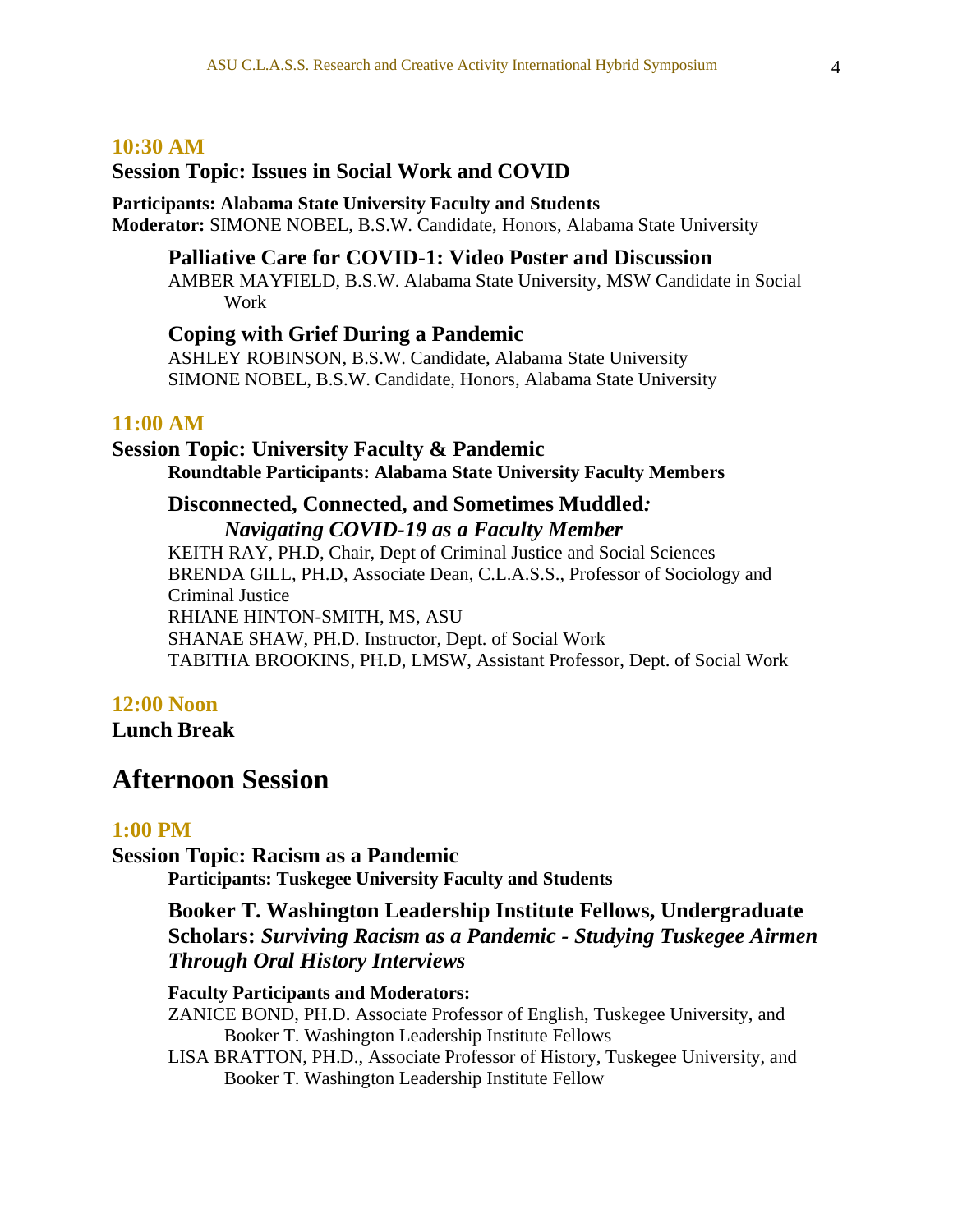### 10:30 AM

**Session Topic: Issues in Social Work and COVID**

**Participants: Alabama State University Faculty and Students**
**Moderator:** SIMONE NOBEL, B.S.W. Candidate, Honors, Alabama State University

#### Palliative Care for COVID-1: Video Poster and Discussion

AMBER MAYFIELD, B.S.W. Alabama State University, MSW Candidate in Social Work

#### Coping with Grief During a Pandemic

ASHLEY ROBINSON, B.S.W. Candidate, Alabama State University
SIMONE NOBEL, B.S.W. Candidate, Honors, Alabama State University

### 11:00 AM

**Session Topic: University Faculty & Pandemic**

**Roundtable Participants: Alabama State University Faculty Members**

#### Disconnected, Connected, and Sometimes Muddled: *Navigating COVID-19 as a Faculty Member*

KEITH RAY, PH.D, Chair, Dept of Criminal Justice and Social Sciences
BRENDA GILL, PH.D, Associate Dean, C.L.A.S.S., Professor of Sociology and Criminal Justice
RHIANE HINTON-SMITH, MS, ASU
SHANAE SHAW, PH.D. Instructor, Dept. of Social Work
TABITHA BROOKINS, PH.D, LMSW, Assistant Professor, Dept. of Social Work

### 12:00 Noon

**Lunch Break**

## Afternoon Session

### 1:00 PM

**Session Topic: Racism as a Pandemic**

**Participants: Tuskegee University Faculty and Students**

#### Booker T. Washington Leadership Institute Fellows, Undergraduate Scholars: *Surviving Racism as a Pandemic - Studying Tuskegee Airmen Through Oral History Interviews*

**Faculty Participants and Moderators:**

ZANICE BOND, PH.D. Associate Professor of English, Tuskegee University, and Booker T. Washington Leadership Institute Fellows
LISA BRATTON, PH.D., Associate Professor of History, Tuskegee University, and Booker T. Washington Leadership Institute Fellow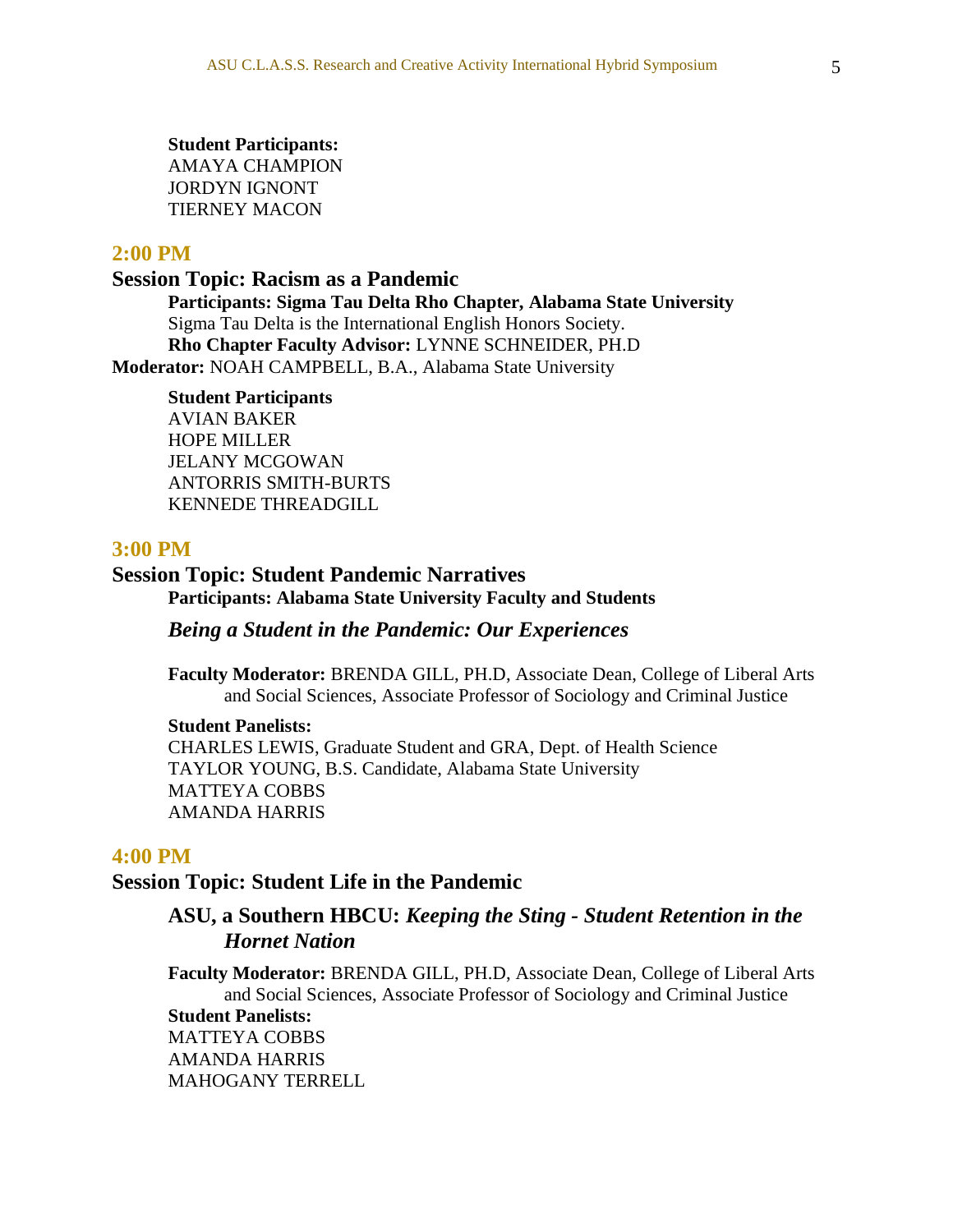**Student Participants:**
AMAYA CHAMPION
JORDYN IGNONT
TIERNEY MACON

## 2:00 PM

### Session Topic: Racism as a Pandemic

**Participants: Sigma Tau Delta Rho Chapter, Alabama State University**
Sigma Tau Delta is the International English Honors Society.
**Rho Chapter Faculty Advisor:** LYNNE SCHNEIDER, PH.D
**Moderator:** NOAH CAMPBELL, B.A., Alabama State University

**Student Participants**
AVIAN BAKER
HOPE MILLER
JELANY MCGOWAN
ANTORRIS SMITH-BURTS
KENNEDE THREADGILL

## 3:00 PM

### Session Topic: Student Pandemic Narratives

**Participants: Alabama State University Faculty and Students**

***Being a Student in the Pandemic: Our Experiences***

**Faculty Moderator:** BRENDA GILL, PH.D, Associate Dean, College of Liberal Arts and Social Sciences, Associate Professor of Sociology and Criminal Justice

**Student Panelists:**
CHARLES LEWIS, Graduate Student and GRA, Dept. of Health Science
TAYLOR YOUNG, B.S. Candidate, Alabama State University
MATTEYA COBBS
AMANDA HARRIS

## 4:00 PM

### Session Topic: Student Life in the Pandemic

**ASU, a Southern HBCU: *Keeping the Sting - Student Retention in the Hornet Nation***

**Faculty Moderator:** BRENDA GILL, PH.D, Associate Dean, College of Liberal Arts and Social Sciences, Associate Professor of Sociology and Criminal Justice
**Student Panelists:**
MATTEYA COBBS
AMANDA HARRIS
MAHOGANY TERRELL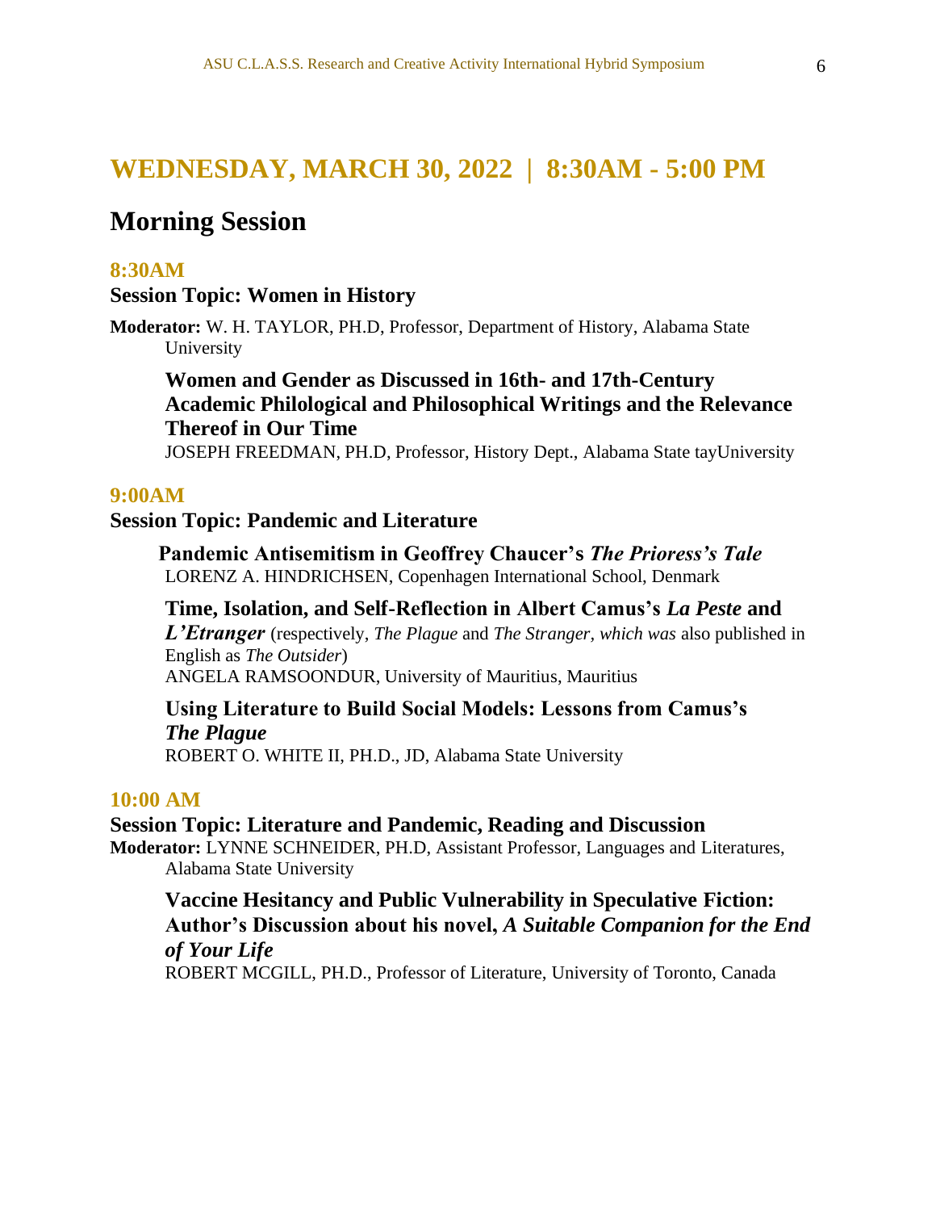# WEDNESDAY, MARCH 30, 2022 | 8:30AM - 5:00 PM

## Morning Session

### 8:30AM

**Session Topic: Women in History**

**Moderator:** W. H. TAYLOR, PH.D, Professor, Department of History, Alabama State University

**Women and Gender as Discussed in 16th- and 17th-Century Academic Philological and Philosophical Writings and the Relevance Thereof in Our Time**
JOSEPH FREEDMAN, PH.D, Professor, History Dept., Alabama State tayUniversity

### 9:00AM

**Session Topic: Pandemic and Literature**

**Pandemic Antisemitism in Geoffrey Chaucer's *The Prioress's Tale***
LORENZ A. HINDRICHSEN, Copenhagen International School, Denmark

**Time, Isolation, and Self-Reflection in Albert Camus's *La Peste* and *L'Etranger*** (respectively, *The Plague* and *The Stranger, which was* also published in English as *The Outsider*)
ANGELA RAMSOONDUR, University of Mauritius, Mauritius

**Using Literature to Build Social Models: Lessons from Camus's *The Plague***
ROBERT O. WHITE II, PH.D., JD, Alabama State University

### 10:00 AM

**Session Topic: Literature and Pandemic, Reading and Discussion**

**Moderator:** LYNNE SCHNEIDER, PH.D, Assistant Professor, Languages and Literatures, Alabama State University

**Vaccine Hesitancy and Public Vulnerability in Speculative Fiction: Author's Discussion about his novel, *A Suitable Companion for the End of Your Life***
ROBERT MCGILL, PH.D., Professor of Literature, University of Toronto, Canada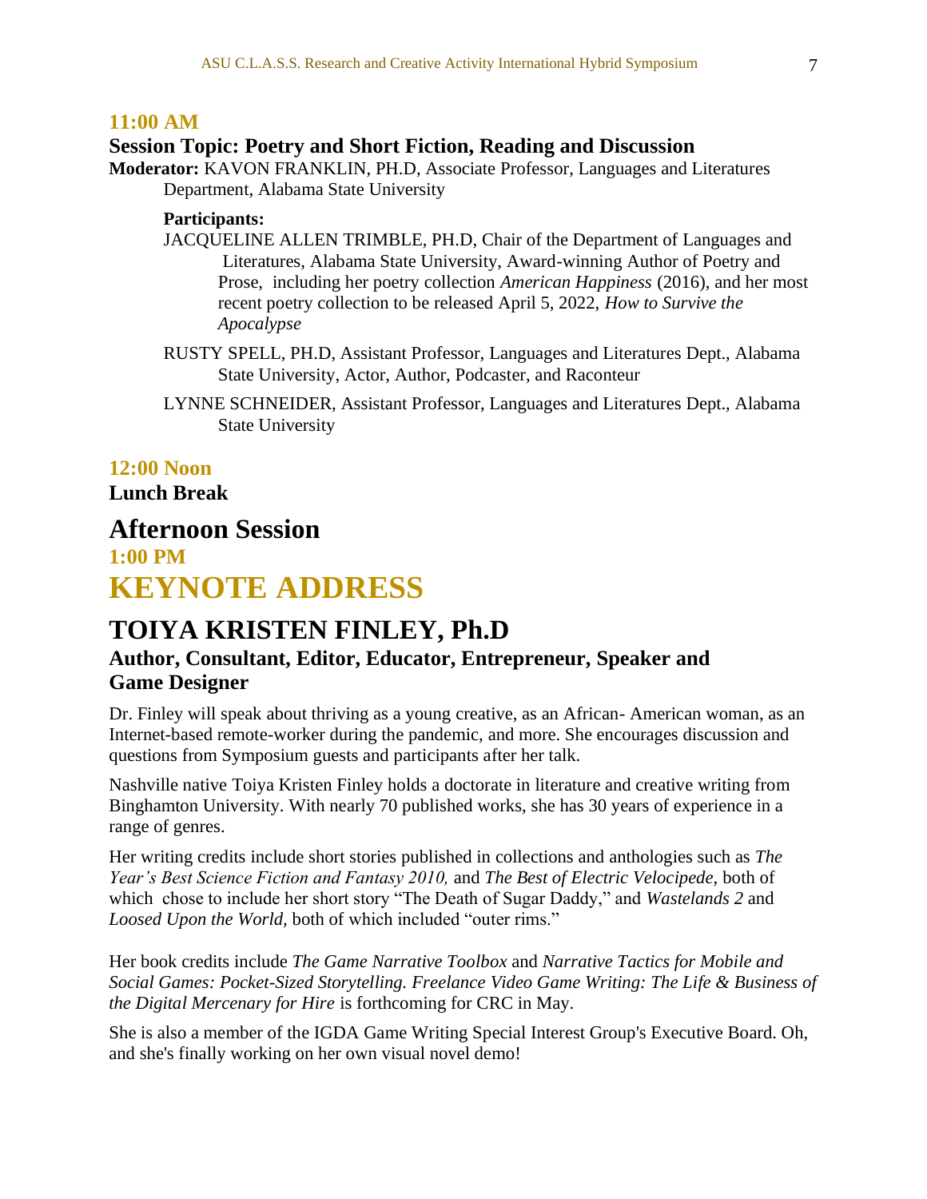### 11:00 AM

**Session Topic: Poetry and Short Fiction, Reading and Discussion**

**Moderator:** KAVON FRANKLIN, PH.D, Associate Professor, Languages and Literatures Department, Alabama State University

**Participants:**

JACQUELINE ALLEN TRIMBLE, PH.D, Chair of the Department of Languages and Literatures, Alabama State University, Award-winning Author of Poetry and Prose, including her poetry collection *American Happiness* (2016), and her most recent poetry collection to be released April 5, 2022, *How to Survive the Apocalypse*

RUSTY SPELL, PH.D, Assistant Professor, Languages and Literatures Dept., Alabama State University, Actor, Author, Podcaster, and Raconteur

LYNNE SCHNEIDER, Assistant Professor, Languages and Literatures Dept., Alabama State University

### 12:00 Noon

**Lunch Break**

## Afternoon Session

### 1:00 PM

# KEYNOTE ADDRESS

## TOIYA KRISTEN FINLEY, Ph.D

### Author, Consultant, Editor, Educator, Entrepreneur, Speaker and Game Designer

Dr. Finley will speak about thriving as a young creative, as an African- American woman, as an Internet-based remote-worker during the pandemic, and more. She encourages discussion and questions from Symposium guests and participants after her talk.

Nashville native Toiya Kristen Finley holds a doctorate in literature and creative writing from Binghamton University. With nearly 70 published works, she has 30 years of experience in a range of genres.

Her writing credits include short stories published in collections and anthologies such as *The Year's Best Science Fiction and Fantasy 2010,* and *The Best of Electric Velocipede,* both of which chose to include her short story "The Death of Sugar Daddy," and *Wastelands 2* and *Loosed Upon the World,* both of which included "outer rims."

Her book credits include *The Game Narrative Toolbox* and *Narrative Tactics for Mobile and Social Games: Pocket-Sized Storytelling. Freelance Video Game Writing: The Life & Business of the Digital Mercenary for Hire* is forthcoming for CRC in May.

She is also a member of the IGDA Game Writing Special Interest Group's Executive Board. Oh, and she's finally working on her own visual novel demo!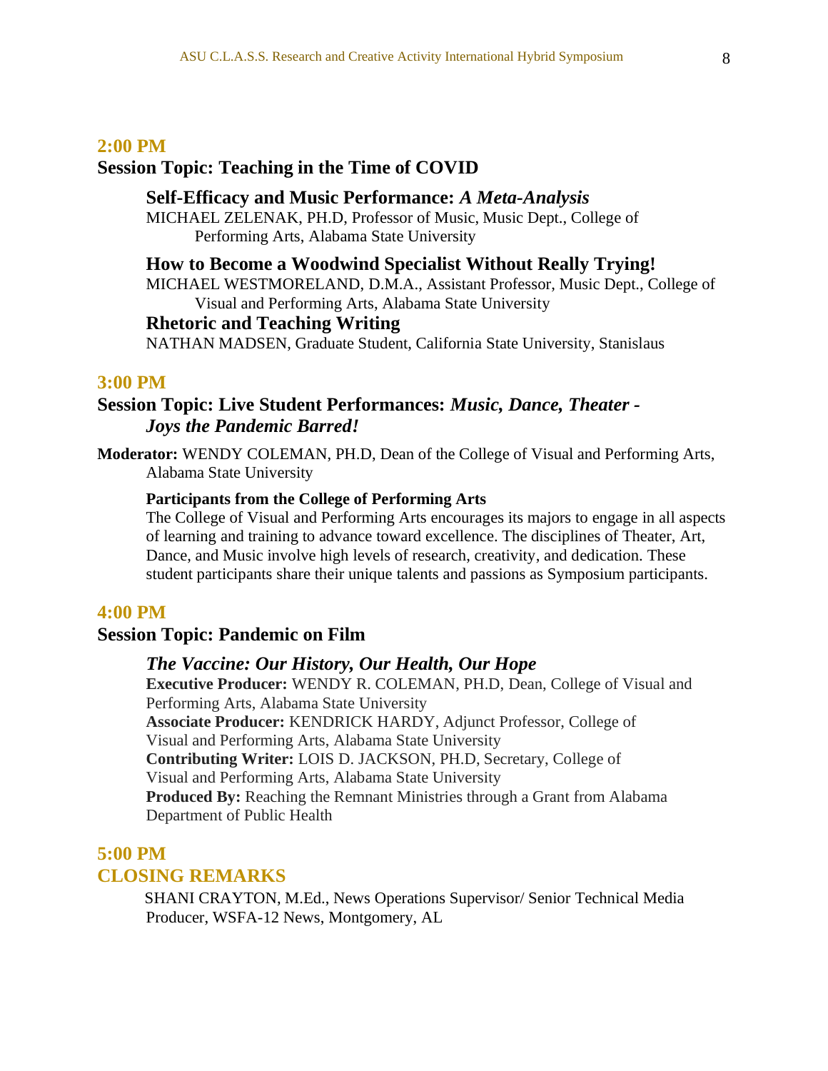## 2:00 PM

### Session Topic: Teaching in the Time of COVID

**Self-Efficacy and Music Performance:** ***A Meta-Analysis***
MICHAEL ZELENAK, PH.D, Professor of Music, Music Dept., College of Performing Arts, Alabama State University

**How to Become a Woodwind Specialist Without Really Trying!**
MICHAEL WESTMORELAND, D.M.A., Assistant Professor, Music Dept., College of Visual and Performing Arts, Alabama State University

**Rhetoric and Teaching Writing**
NATHAN MADSEN, Graduate Student, California State University, Stanislaus

## 3:00 PM

### Session Topic: Live Student Performances: *Music, Dance, Theater - Joys the Pandemic Barred!*

**Moderator:** WENDY COLEMAN, PH.D, Dean of the College of Visual and Performing Arts, Alabama State University

**Participants from the College of Performing Arts**
The College of Visual and Performing Arts encourages its majors to engage in all aspects of learning and training to advance toward excellence. The disciplines of Theater, Art, Dance, and Music involve high levels of research, creativity, and dedication. These student participants share their unique talents and passions as Symposium participants.

## 4:00 PM

### Session Topic: Pandemic on Film

***The Vaccine: Our History, Our Health, Our Hope***
**Executive Producer:** WENDY R. COLEMAN, PH.D, Dean, College of Visual and Performing Arts, Alabama State University
**Associate Producer:** KENDRICK HARDY, Adjunct Professor, College of Visual and Performing Arts, Alabama State University
**Contributing Writer:** LOIS D. JACKSON, PH.D, Secretary, College of Visual and Performing Arts, Alabama State University
**Produced By:** Reaching the Remnant Ministries through a Grant from Alabama Department of Public Health

## 5:00 PM

## CLOSING REMARKS

SHANI CRAYTON, M.Ed., News Operations Supervisor/ Senior Technical Media Producer, WSFA-12 News, Montgomery, AL